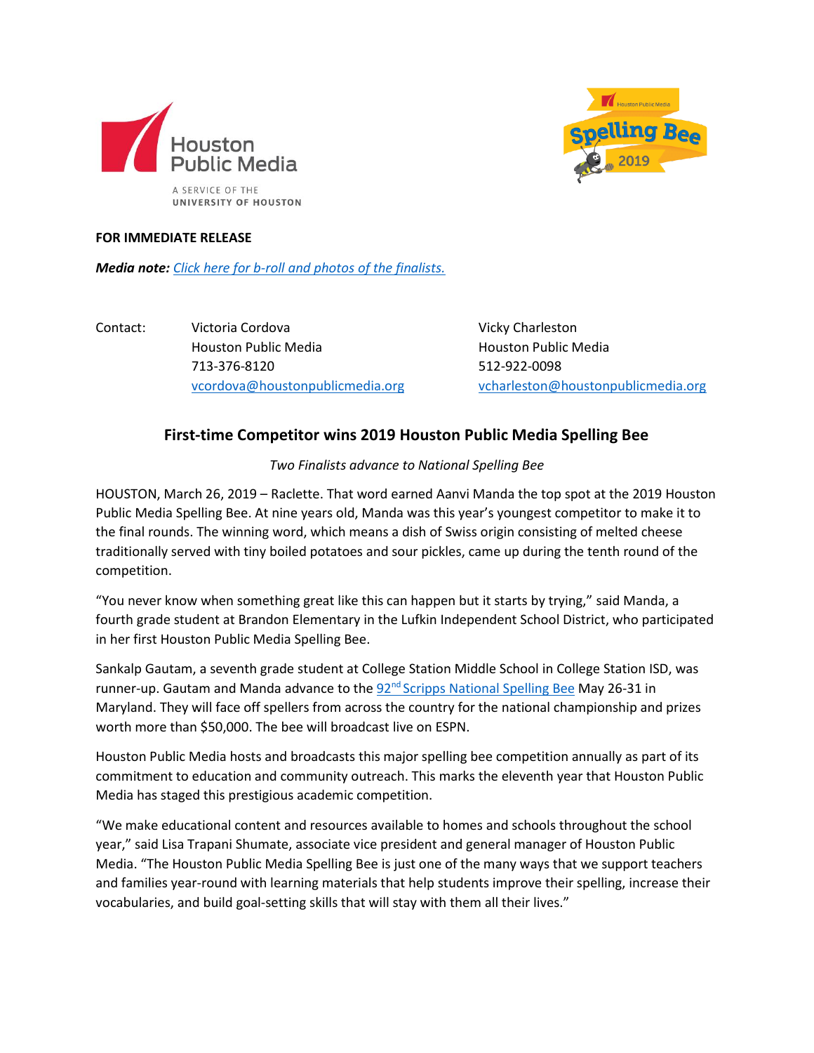Houston Public Media
A SERVICE OF THE UNIVERSITY OF HOUSTON

Houston Public Media Spelling Bee 2019

**FOR IMMEDIATE RELEASE**

***Media note:*** *Click here for b-roll and photos of the finalists.*

Contact:

Victoria Cordova
Houston Public Media
713-376-8120
vcordova@houstonpublicmedia.org

Vicky Charleston
Houston Public Media
512-922-0098
vcharleston@houstonpublicmedia.org

## First-time Competitor wins 2019 Houston Public Media Spelling Bee

*Two Finalists advance to National Spelling Bee*

HOUSTON, March 26, 2019 – Raclette. That word earned Aanvi Manda the top spot at the 2019 Houston Public Media Spelling Bee. At nine years old, Manda was this year's youngest competitor to make it to the final rounds. The winning word, which means a dish of Swiss origin consisting of melted cheese traditionally served with tiny boiled potatoes and sour pickles, came up during the tenth round of the competition.

"You never know when something great like this can happen but it starts by trying," said Manda, a fourth grade student at Brandon Elementary in the Lufkin Independent School District, who participated in her first Houston Public Media Spelling Bee.

Sankalp Gautam, a seventh grade student at College Station Middle School in College Station ISD, was runner-up. Gautam and Manda advance to the 92nd Scripps National Spelling Bee May 26-31 in Maryland. They will face off spellers from across the country for the national championship and prizes worth more than $50,000. The bee will broadcast live on ESPN.

Houston Public Media hosts and broadcasts this major spelling bee competition annually as part of its commitment to education and community outreach. This marks the eleventh year that Houston Public Media has staged this prestigious academic competition.

"We make educational content and resources available to homes and schools throughout the school year," said Lisa Trapani Shumate, associate vice president and general manager of Houston Public Media. "The Houston Public Media Spelling Bee is just one of the many ways that we support teachers and families year-round with learning materials that help students improve their spelling, increase their vocabularies, and build goal-setting skills that will stay with them all their lives."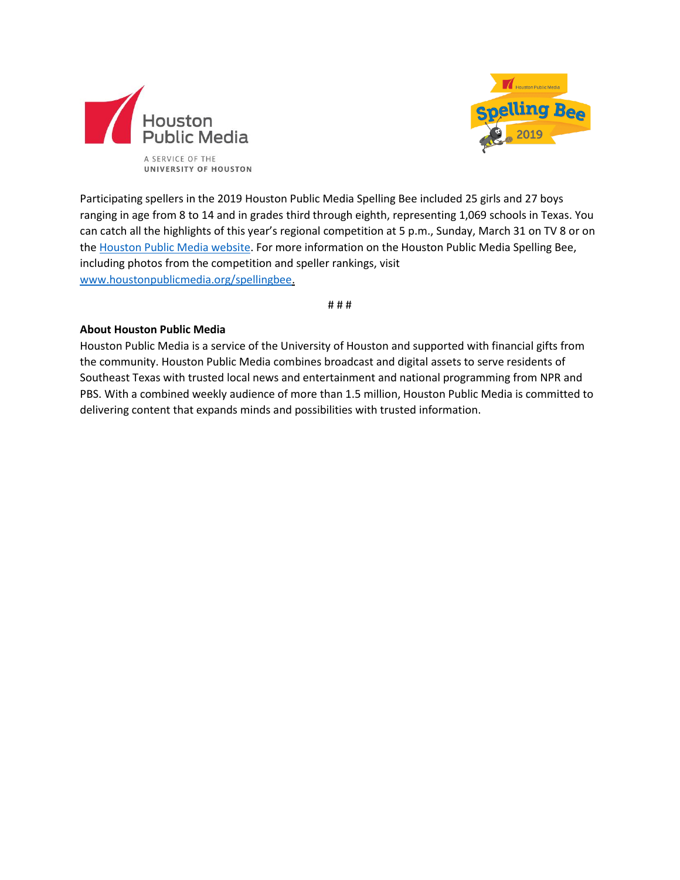Participating spellers in the 2019 Houston Public Media Spelling Bee included 25 girls and 27 boys ranging in age from 8 to 14 and in grades third through eighth, representing 1,069 schools in Texas. You can catch all the highlights of this year's regional competition at 5 p.m., Sunday, March 31 on TV 8 or on the Houston Public Media website. For more information on the Houston Public Media Spelling Bee, including photos from the competition and speller rankings, visit www.houstonpublicmedia.org/spellingbee.

# # #

**About Houston Public Media**
Houston Public Media is a service of the University of Houston and supported with financial gifts from the community. Houston Public Media combines broadcast and digital assets to serve residents of Southeast Texas with trusted local news and entertainment and national programming from NPR and PBS. With a combined weekly audience of more than 1.5 million, Houston Public Media is committed to delivering content that expands minds and possibilities with trusted information.